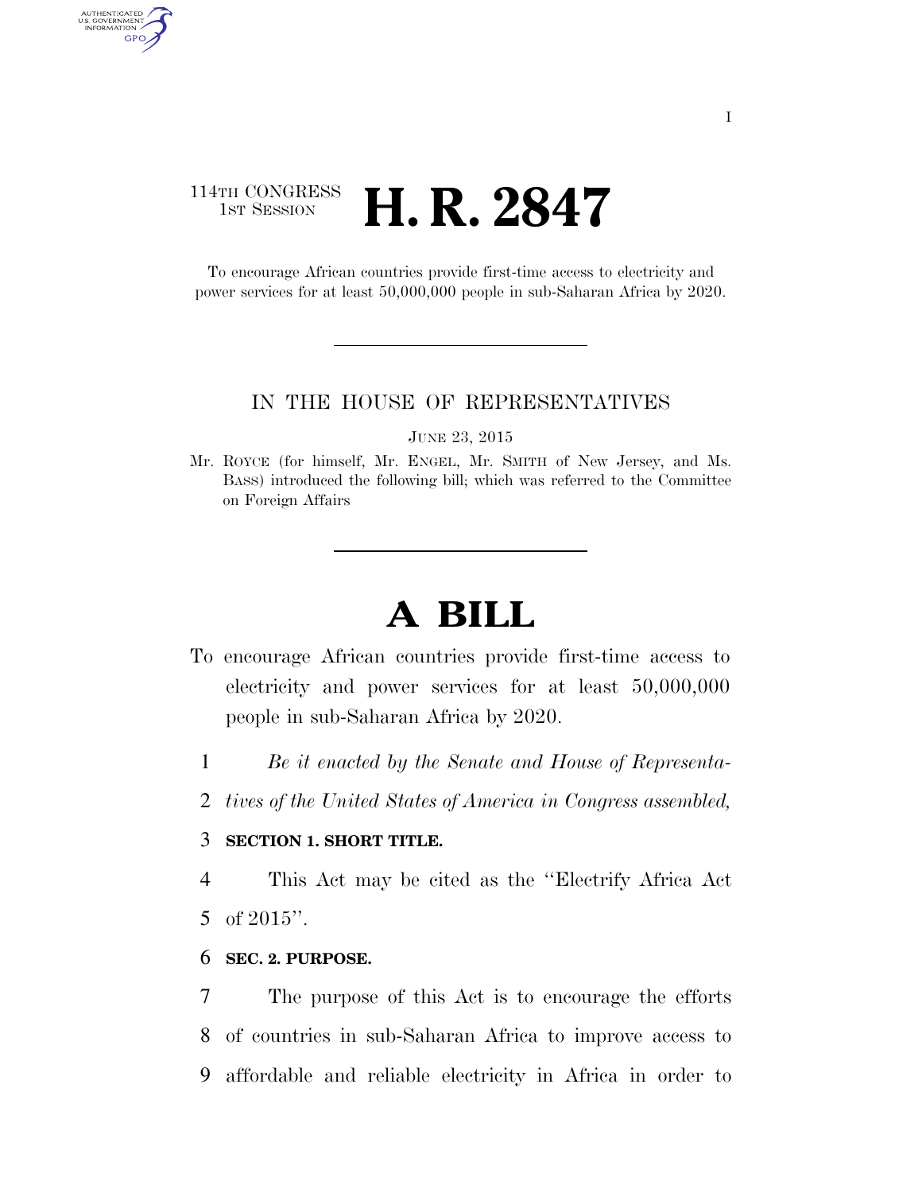114TH CONGRESS
1ST SESSION

# H. R. 2847

To encourage African countries provide first-time access to electricity and power services for at least 50,000,000 people in sub-Saharan Africa by 2020.

IN THE HOUSE OF REPRESENTATIVES

JUNE 23, 2015

Mr. ROYCE (for himself, Mr. ENGEL, Mr. SMITH of New Jersey, and Ms. BASS) introduced the following bill; which was referred to the Committee on Foreign Affairs

# A BILL

To encourage African countries provide first-time access to electricity and power services for at least 50,000,000 people in sub-Saharan Africa by 2020.

1 *Be it enacted by the Senate and House of Representa-*
2 *tives of the United States of America in Congress assembled,*

3 **SECTION 1. SHORT TITLE.**

4 This Act may be cited as the ''Electrify Africa Act
5 of 2015''.

6 **SEC. 2. PURPOSE.**

7 The purpose of this Act is to encourage the efforts
8 of countries in sub-Saharan Africa to improve access to
9 affordable and reliable electricity in Africa in order to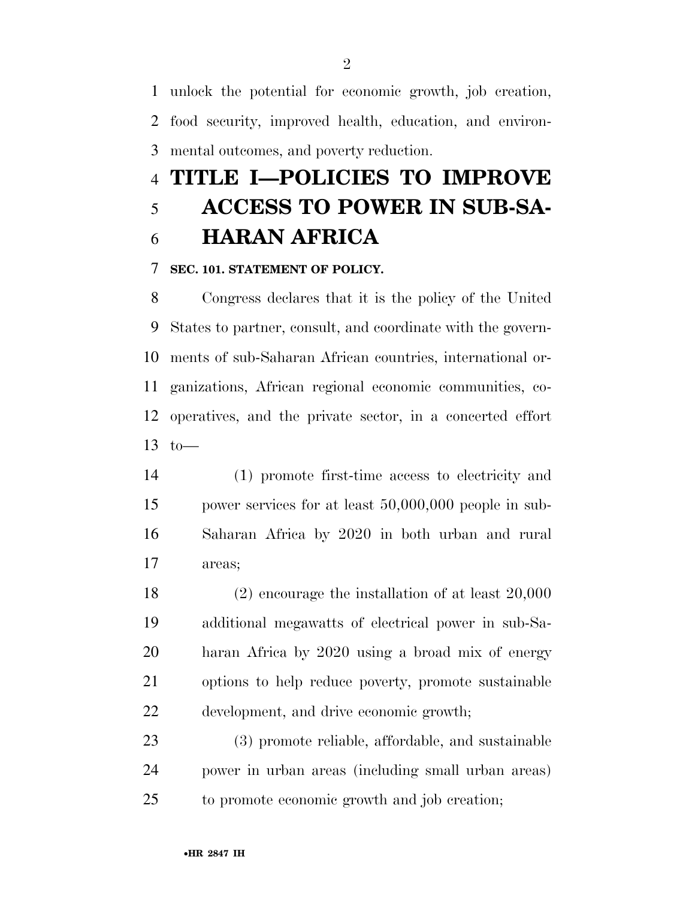unlock the potential for economic growth, job creation, food security, improved health, education, and environmental outcomes, and poverty reduction.

# TITLE I—POLICIES TO IMPROVE ACCESS TO POWER IN SUB-SAHARAN AFRICA

### SEC. 101. STATEMENT OF POLICY.

Congress declares that it is the policy of the United States to partner, consult, and coordinate with the governments of sub-Saharan African countries, international organizations, African regional economic communities, cooperatives, and the private sector, in a concerted effort to—

(1) promote first-time access to electricity and power services for at least 50,000,000 people in sub-Saharan Africa by 2020 in both urban and rural areas;

(2) encourage the installation of at least 20,000 additional megawatts of electrical power in sub-Saharan Africa by 2020 using a broad mix of energy options to help reduce poverty, promote sustainable development, and drive economic growth;

(3) promote reliable, affordable, and sustainable power in urban areas (including small urban areas) to promote economic growth and job creation;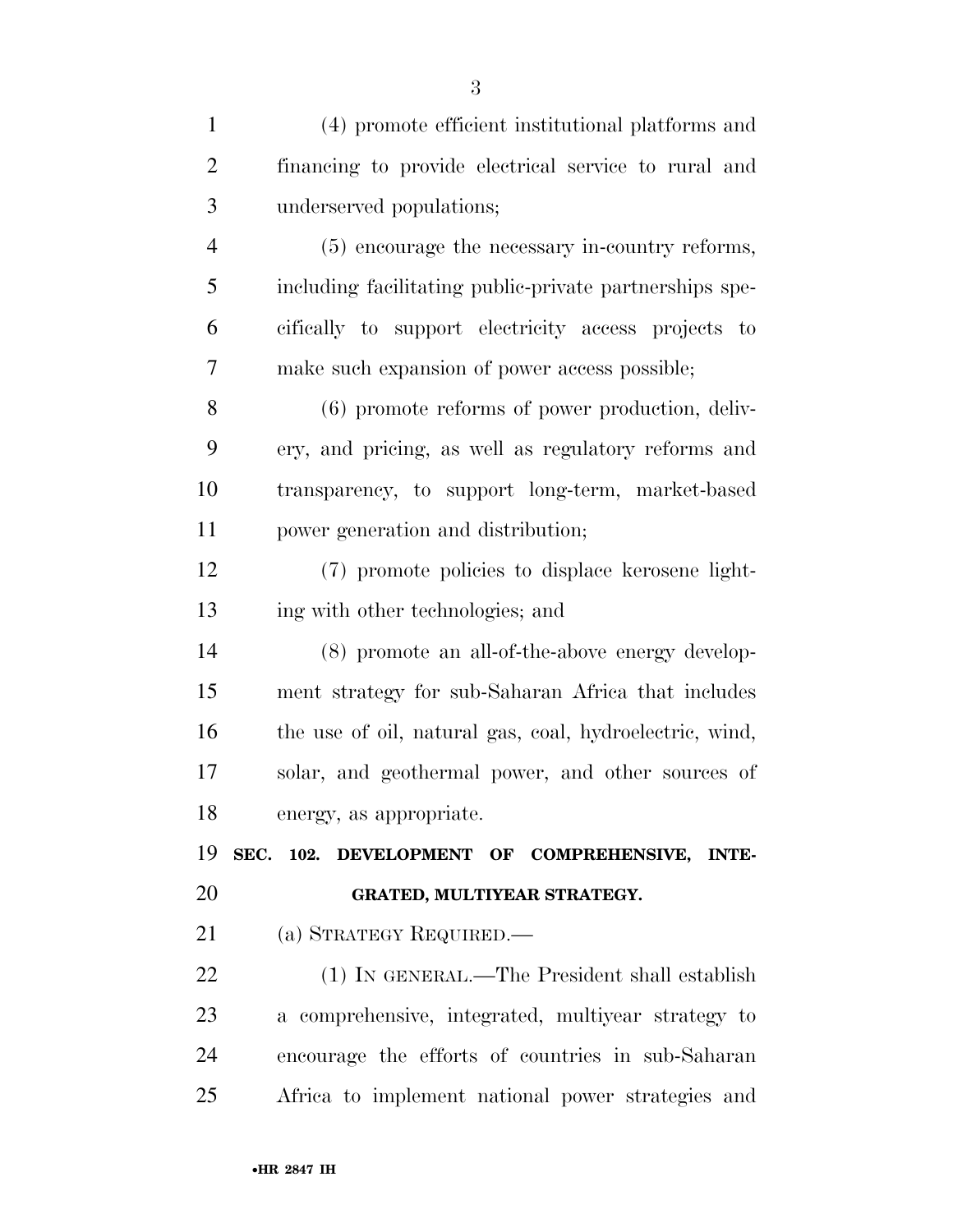(4) promote efficient institutional platforms and financing to provide electrical service to rural and underserved populations;

(5) encourage the necessary in-country reforms, including facilitating public-private partnerships specifically to support electricity access projects to make such expansion of power access possible;

(6) promote reforms of power production, delivery, and pricing, as well as regulatory reforms and transparency, to support long-term, market-based power generation and distribution;

(7) promote policies to displace kerosene lighting with other technologies; and

(8) promote an all-of-the-above energy development strategy for sub-Saharan Africa that includes the use of oil, natural gas, coal, hydroelectric, wind, solar, and geothermal power, and other sources of energy, as appropriate.

**SEC. 102. DEVELOPMENT OF COMPREHENSIVE, INTEGRATED, MULTIYEAR STRATEGY.**

(a) STRATEGY REQUIRED.—

(1) IN GENERAL.—The President shall establish a comprehensive, integrated, multiyear strategy to encourage the efforts of countries in sub-Saharan Africa to implement national power strategies and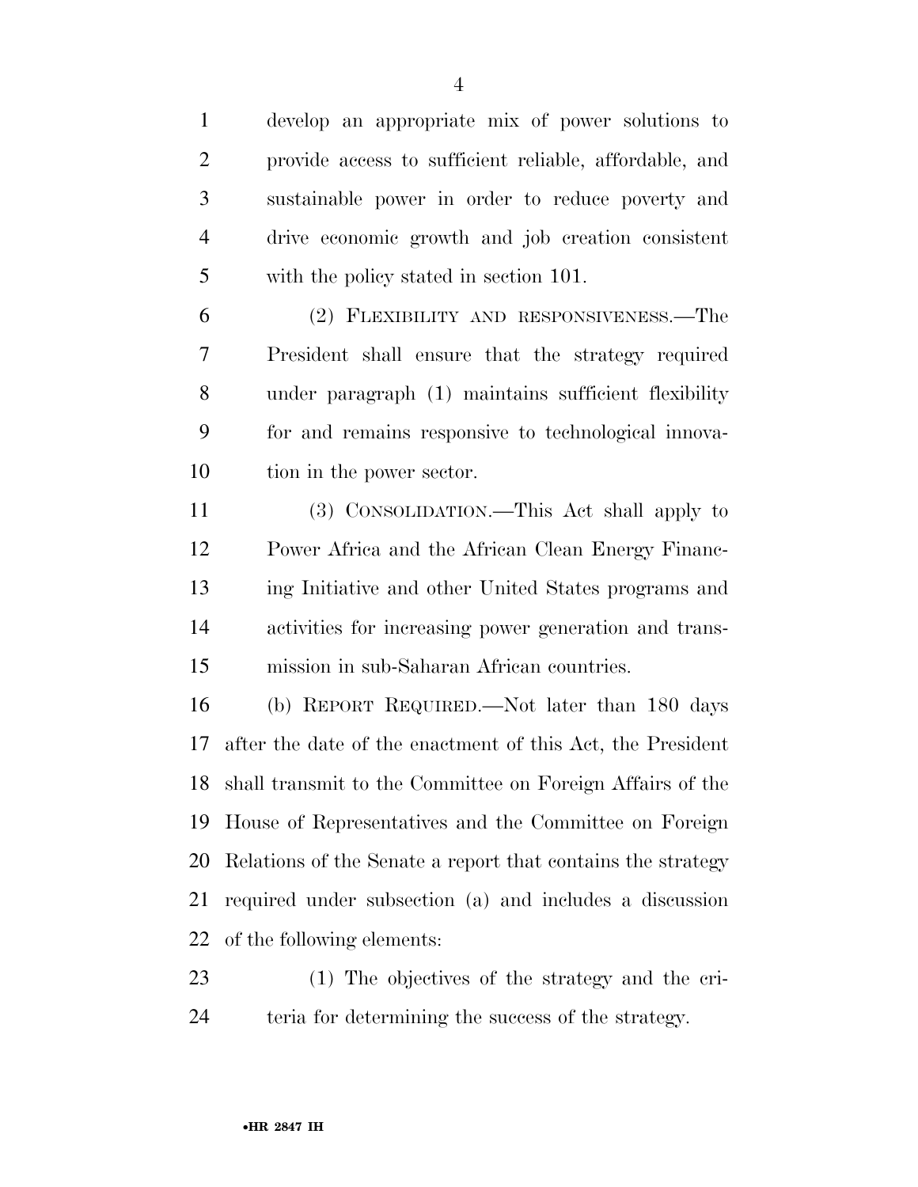develop an appropriate mix of power solutions to provide access to sufficient reliable, affordable, and sustainable power in order to reduce poverty and drive economic growth and job creation consistent with the policy stated in section 101.

(2) FLEXIBILITY AND RESPONSIVENESS.—The President shall ensure that the strategy required under paragraph (1) maintains sufficient flexibility for and remains responsive to technological innovation in the power sector.

(3) CONSOLIDATION.—This Act shall apply to Power Africa and the African Clean Energy Financing Initiative and other United States programs and activities for increasing power generation and transmission in sub-Saharan African countries.

(b) REPORT REQUIRED.—Not later than 180 days after the date of the enactment of this Act, the President shall transmit to the Committee on Foreign Affairs of the House of Representatives and the Committee on Foreign Relations of the Senate a report that contains the strategy required under subsection (a) and includes a discussion of the following elements:

(1) The objectives of the strategy and the criteria for determining the success of the strategy.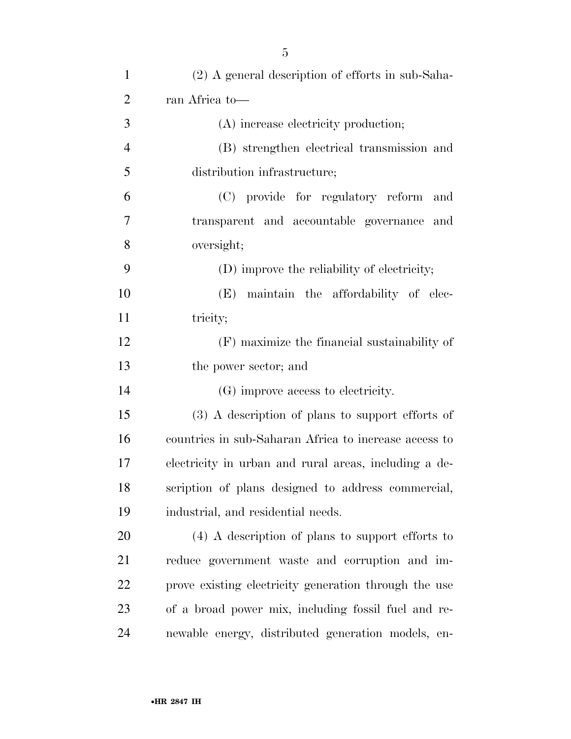(2) A general description of efforts in sub-Saharan Africa to—

(A) increase electricity production;

(B) strengthen electrical transmission and distribution infrastructure;

(C) provide for regulatory reform and transparent and accountable governance and oversight;

(D) improve the reliability of electricity;

(E) maintain the affordability of electricity;

(F) maximize the financial sustainability of the power sector; and

(G) improve access to electricity.

(3) A description of plans to support efforts of countries in sub-Saharan Africa to increase access to electricity in urban and rural areas, including a description of plans designed to address commercial, industrial, and residential needs.

(4) A description of plans to support efforts to reduce government waste and corruption and improve existing electricity generation through the use of a broad power mix, including fossil fuel and renewable energy, distributed generation models, en-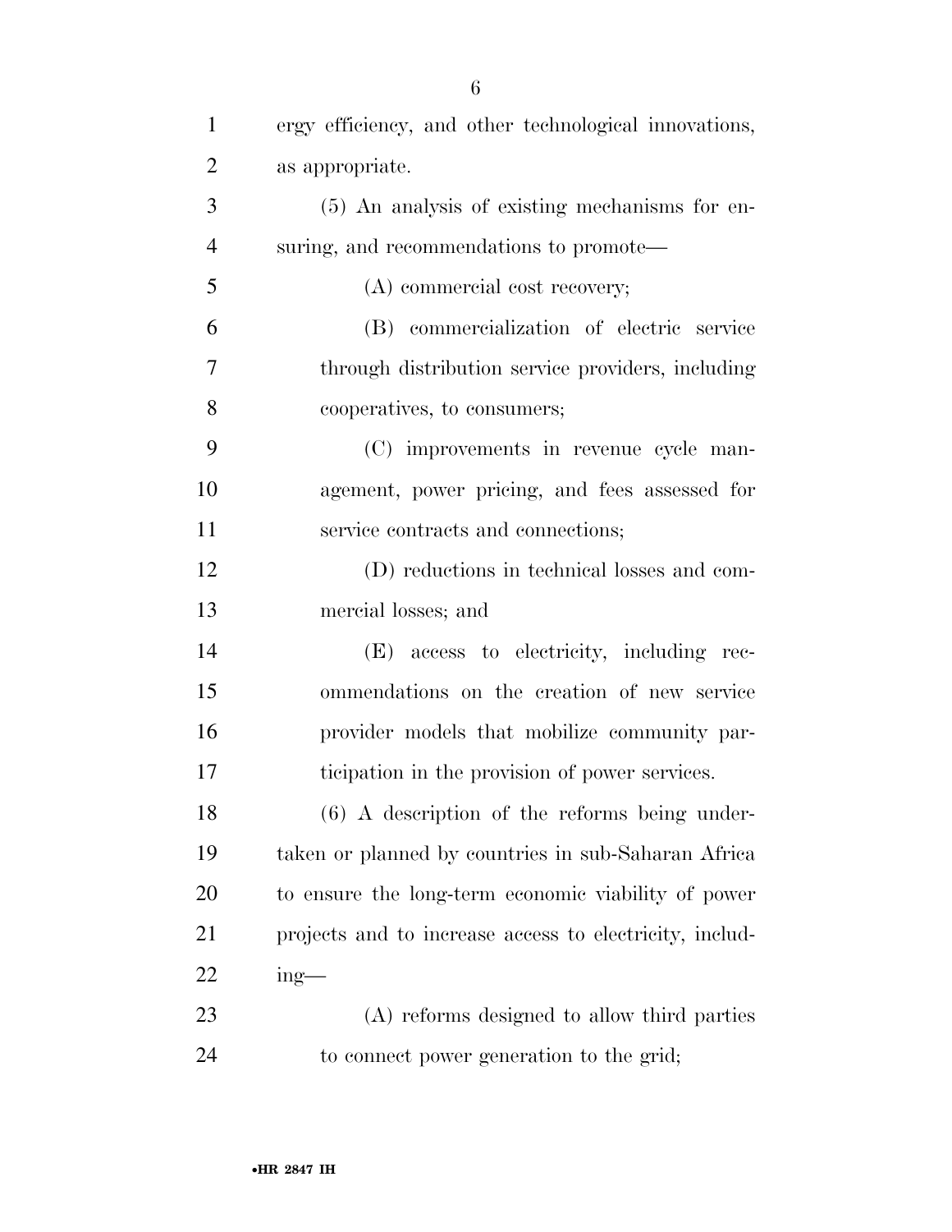ergy efficiency, and other technological innovations, as appropriate.

(5) An analysis of existing mechanisms for ensuring, and recommendations to promote—

(A) commercial cost recovery;

(B) commercialization of electric service through distribution service providers, including cooperatives, to consumers;

(C) improvements in revenue cycle management, power pricing, and fees assessed for service contracts and connections;

(D) reductions in technical losses and commercial losses; and

(E) access to electricity, including recommendations on the creation of new service provider models that mobilize community participation in the provision of power services.

(6) A description of the reforms being undertaken or planned by countries in sub-Saharan Africa to ensure the long-term economic viability of power projects and to increase access to electricity, including—

(A) reforms designed to allow third parties to connect power generation to the grid;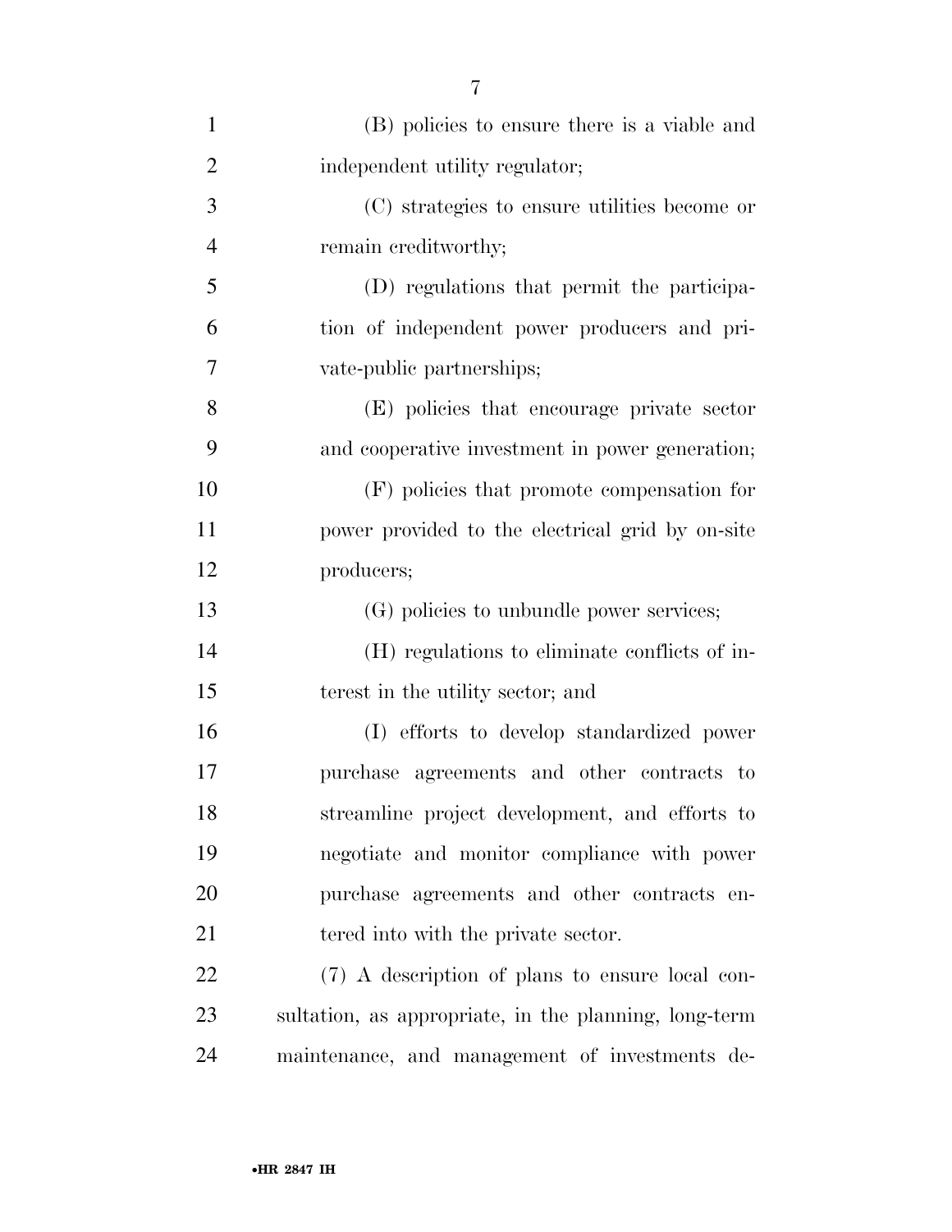(B) policies to ensure there is a viable and independent utility regulator;

(C) strategies to ensure utilities become or remain creditworthy;

(D) regulations that permit the participation of independent power producers and private-public partnerships;

(E) policies that encourage private sector and cooperative investment in power generation;

(F) policies that promote compensation for power provided to the electrical grid by on-site producers;

(G) policies to unbundle power services;

(H) regulations to eliminate conflicts of interest in the utility sector; and

(I) efforts to develop standardized power purchase agreements and other contracts to streamline project development, and efforts to negotiate and monitor compliance with power purchase agreements and other contracts entered into with the private sector.

(7) A description of plans to ensure local consultation, as appropriate, in the planning, long-term maintenance, and management of investments de-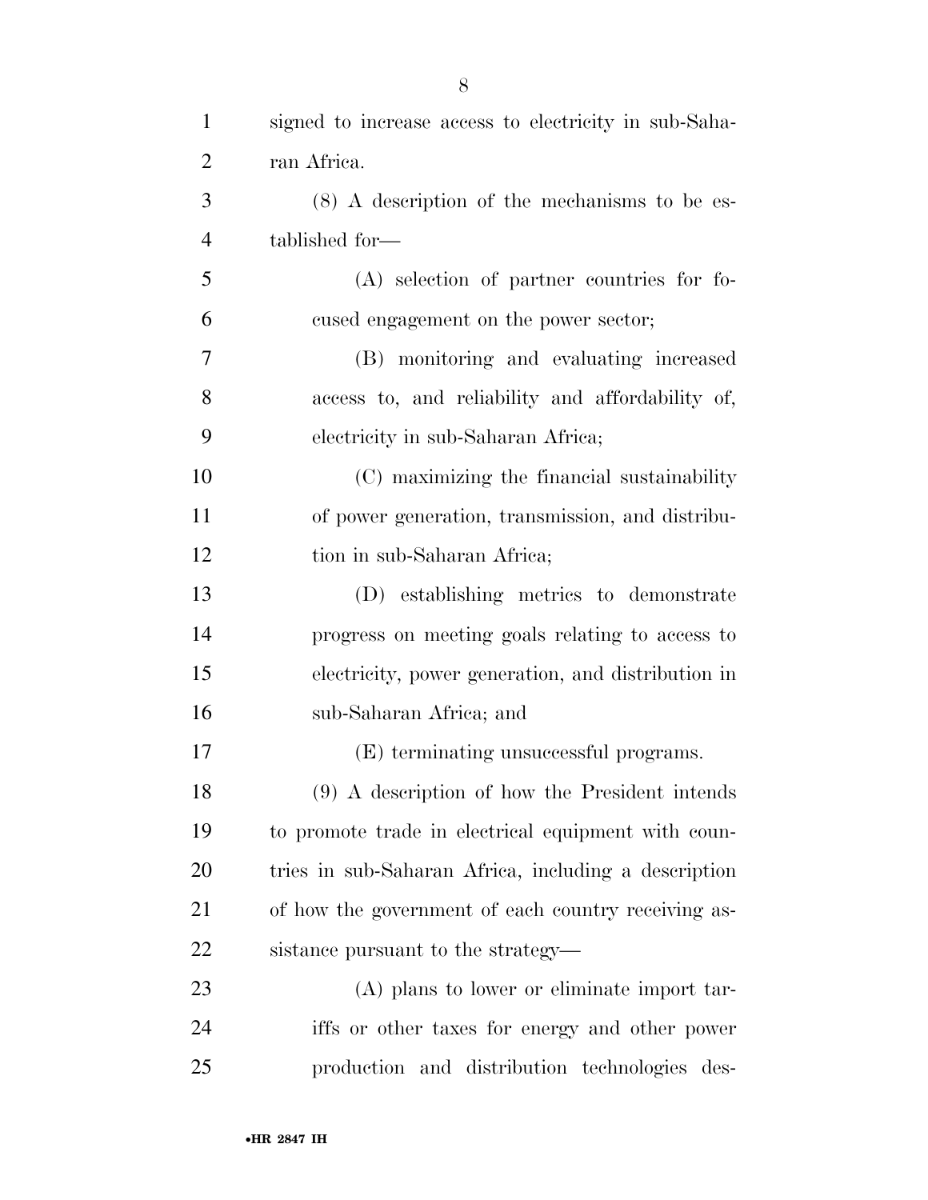signed to increase access to electricity in sub-Saharan Africa.

(8) A description of the mechanisms to be established for—

(A) selection of partner countries for focused engagement on the power sector;

(B) monitoring and evaluating increased access to, and reliability and affordability of, electricity in sub-Saharan Africa;

(C) maximizing the financial sustainability of power generation, transmission, and distribution in sub-Saharan Africa;

(D) establishing metrics to demonstrate progress on meeting goals relating to access to electricity, power generation, and distribution in sub-Saharan Africa; and

(E) terminating unsuccessful programs.

(9) A description of how the President intends to promote trade in electrical equipment with countries in sub-Saharan Africa, including a description of how the government of each country receiving assistance pursuant to the strategy—

(A) plans to lower or eliminate import tariffs or other taxes for energy and other power production and distribution technologies des-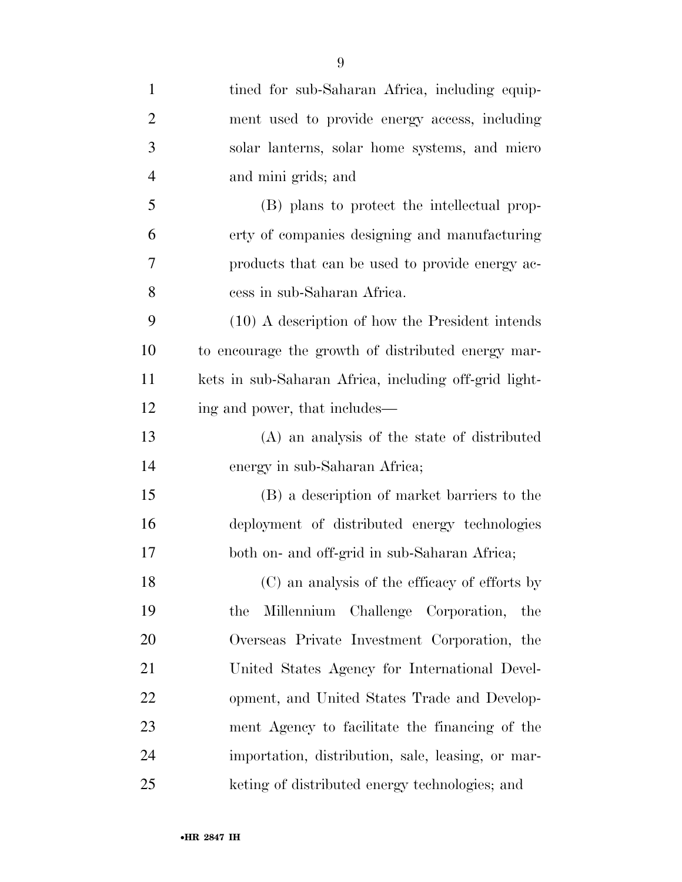tined for sub-Saharan Africa, including equipment used to provide energy access, including solar lanterns, solar home systems, and micro and mini grids; and

(B) plans to protect the intellectual property of companies designing and manufacturing products that can be used to provide energy access in sub-Saharan Africa.

(10) A description of how the President intends to encourage the growth of distributed energy markets in sub-Saharan Africa, including off-grid lighting and power, that includes—

(A) an analysis of the state of distributed energy in sub-Saharan Africa;

(B) a description of market barriers to the deployment of distributed energy technologies both on- and off-grid in sub-Saharan Africa;

(C) an analysis of the efficacy of efforts by the Millennium Challenge Corporation, the Overseas Private Investment Corporation, the United States Agency for International Development, and United States Trade and Development Agency to facilitate the financing of the importation, distribution, sale, leasing, or marketing of distributed energy technologies; and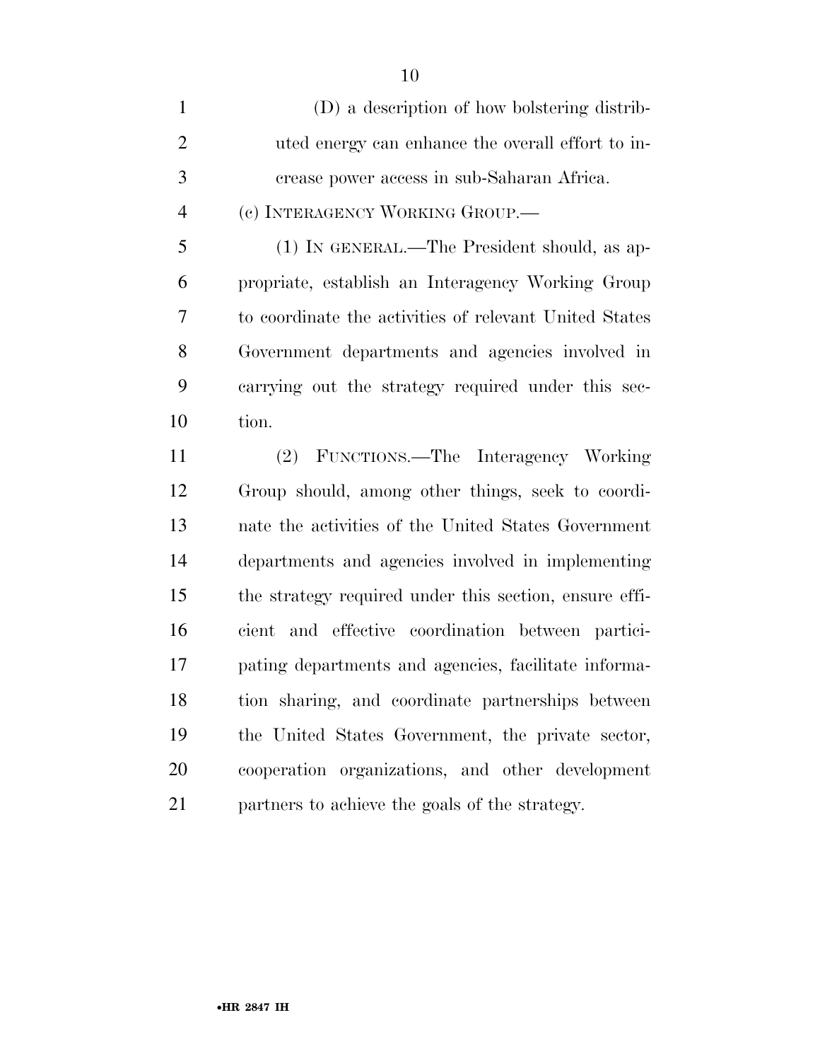(D) a description of how bolstering distributed energy can enhance the overall effort to increase power access in sub-Saharan Africa.

(c) INTERAGENCY WORKING GROUP.—

(1) IN GENERAL.—The President should, as appropriate, establish an Interagency Working Group to coordinate the activities of relevant United States Government departments and agencies involved in carrying out the strategy required under this section.

(2) FUNCTIONS.—The Interagency Working Group should, among other things, seek to coordinate the activities of the United States Government departments and agencies involved in implementing the strategy required under this section, ensure efficient and effective coordination between participating departments and agencies, facilitate information sharing, and coordinate partnerships between the United States Government, the private sector, cooperation organizations, and other development partners to achieve the goals of the strategy.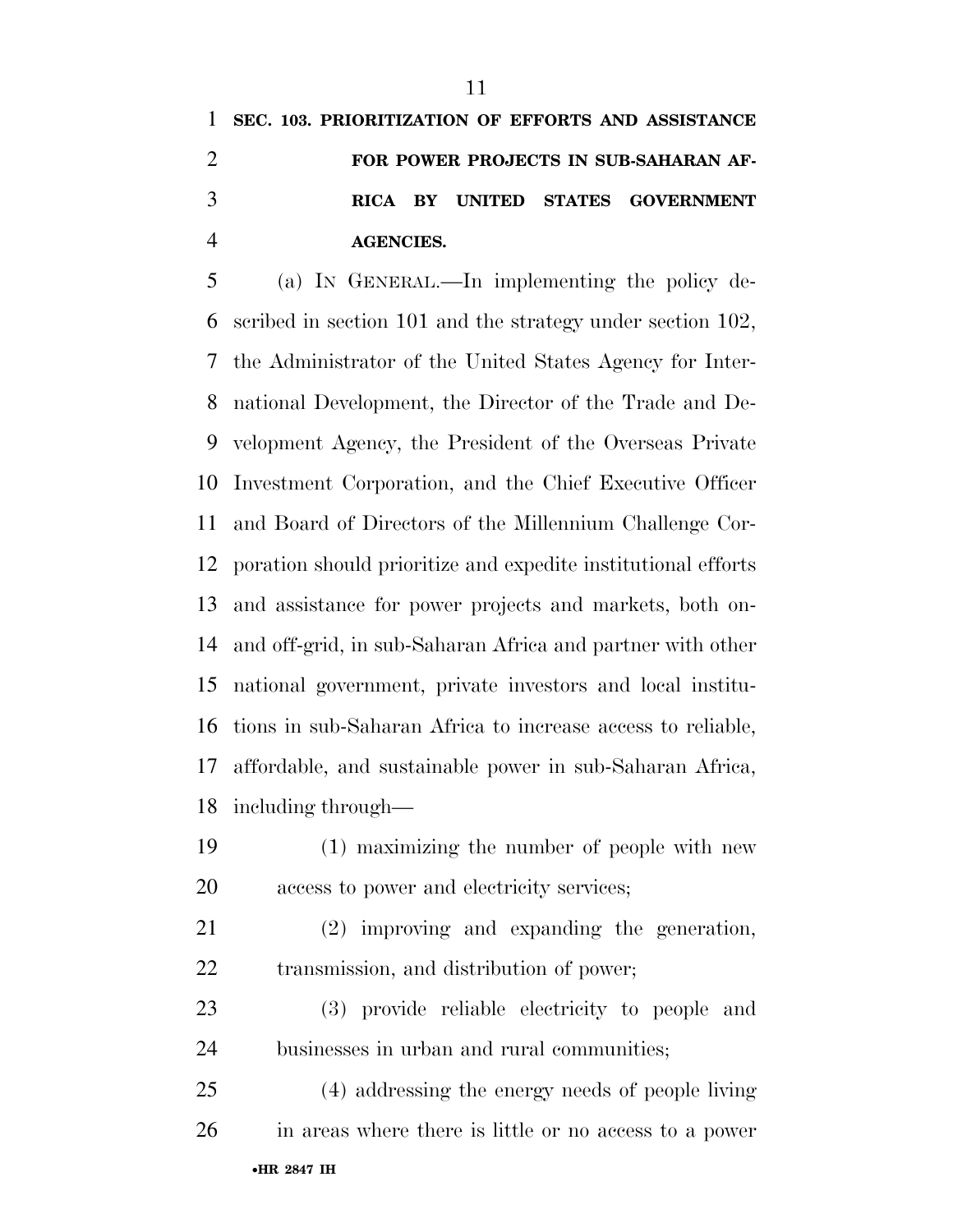**SEC. 103. PRIORITIZATION OF EFFORTS AND ASSISTANCE FOR POWER PROJECTS IN SUB-SAHARAN AFRICA BY UNITED STATES GOVERNMENT AGENCIES.**

(a) IN GENERAL.—In implementing the policy described in section 101 and the strategy under section 102, the Administrator of the United States Agency for International Development, the Director of the Trade and Development Agency, the President of the Overseas Private Investment Corporation, and the Chief Executive Officer and Board of Directors of the Millennium Challenge Corporation should prioritize and expedite institutional efforts and assistance for power projects and markets, both on- and off-grid, in sub-Saharan Africa and partner with other national government, private investors and local institutions in sub-Saharan Africa to increase access to reliable, affordable, and sustainable power in sub-Saharan Africa, including through—

(1) maximizing the number of people with new access to power and electricity services;

(2) improving and expanding the generation, transmission, and distribution of power;

(3) provide reliable electricity to people and businesses in urban and rural communities;

(4) addressing the energy needs of people living in areas where there is little or no access to a power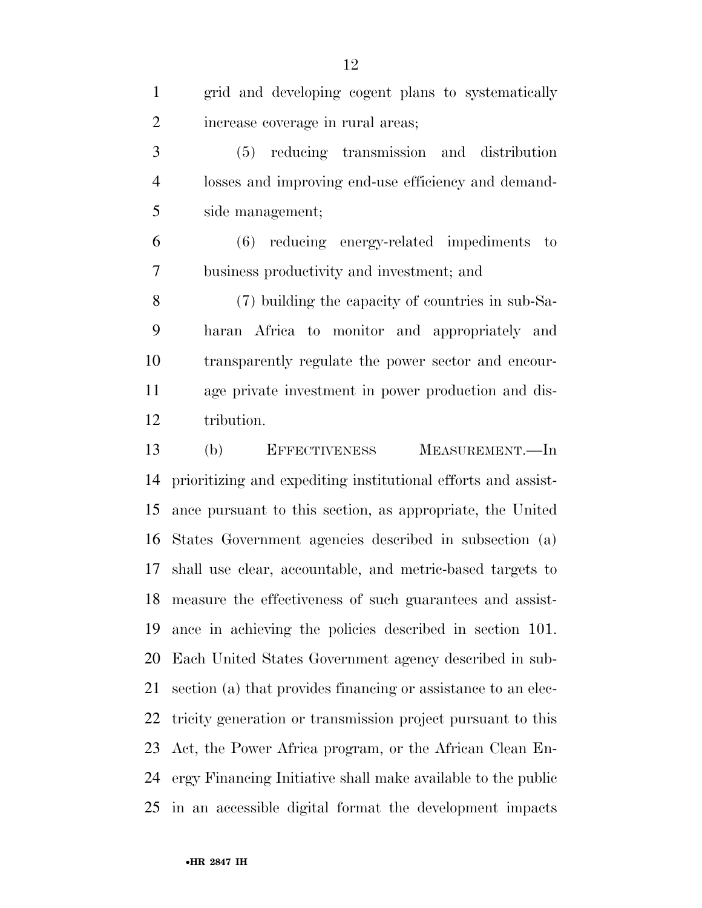grid and developing cogent plans to systematically increase coverage in rural areas;

(5) reducing transmission and distribution losses and improving end-use efficiency and demand-side management;

(6) reducing energy-related impediments to business productivity and investment; and

(7) building the capacity of countries in sub-Saharan Africa to monitor and appropriately and transparently regulate the power sector and encourage private investment in power production and distribution.

(b) EFFECTIVENESS MEASUREMENT.—In prioritizing and expediting institutional efforts and assistance pursuant to this section, as appropriate, the United States Government agencies described in subsection (a) shall use clear, accountable, and metric-based targets to measure the effectiveness of such guarantees and assistance in achieving the policies described in section 101. Each United States Government agency described in subsection (a) that provides financing or assistance to an electricity generation or transmission project pursuant to this Act, the Power Africa program, or the African Clean Energy Financing Initiative shall make available to the public in an accessible digital format the development impacts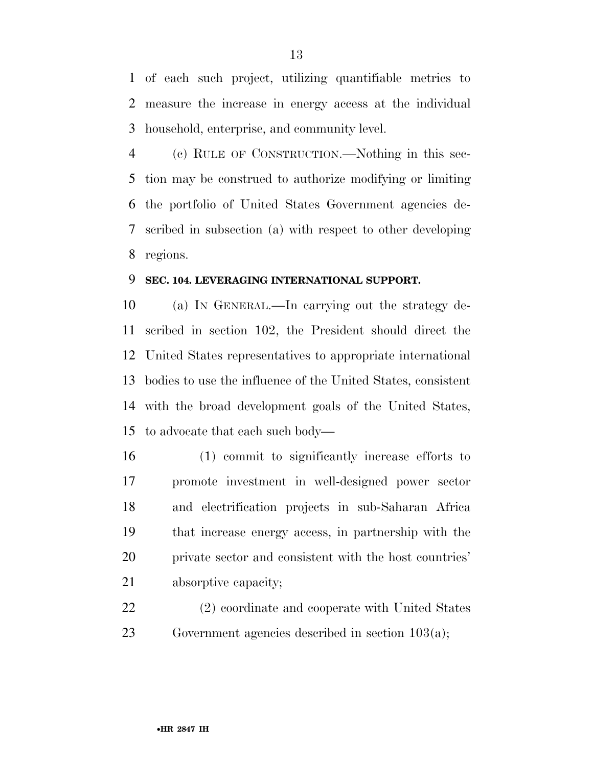of each such project, utilizing quantifiable metrics to measure the increase in energy access at the individual household, enterprise, and community level.

(c) RULE OF CONSTRUCTION.—Nothing in this section may be construed to authorize modifying or limiting the portfolio of United States Government agencies described in subsection (a) with respect to other developing regions.

**SEC. 104. LEVERAGING INTERNATIONAL SUPPORT.**

(a) IN GENERAL.—In carrying out the strategy described in section 102, the President should direct the United States representatives to appropriate international bodies to use the influence of the United States, consistent with the broad development goals of the United States, to advocate that each such body—

(1) commit to significantly increase efforts to promote investment in well-designed power sector and electrification projects in sub-Saharan Africa that increase energy access, in partnership with the private sector and consistent with the host countries' absorptive capacity;

(2) coordinate and cooperate with United States Government agencies described in section 103(a);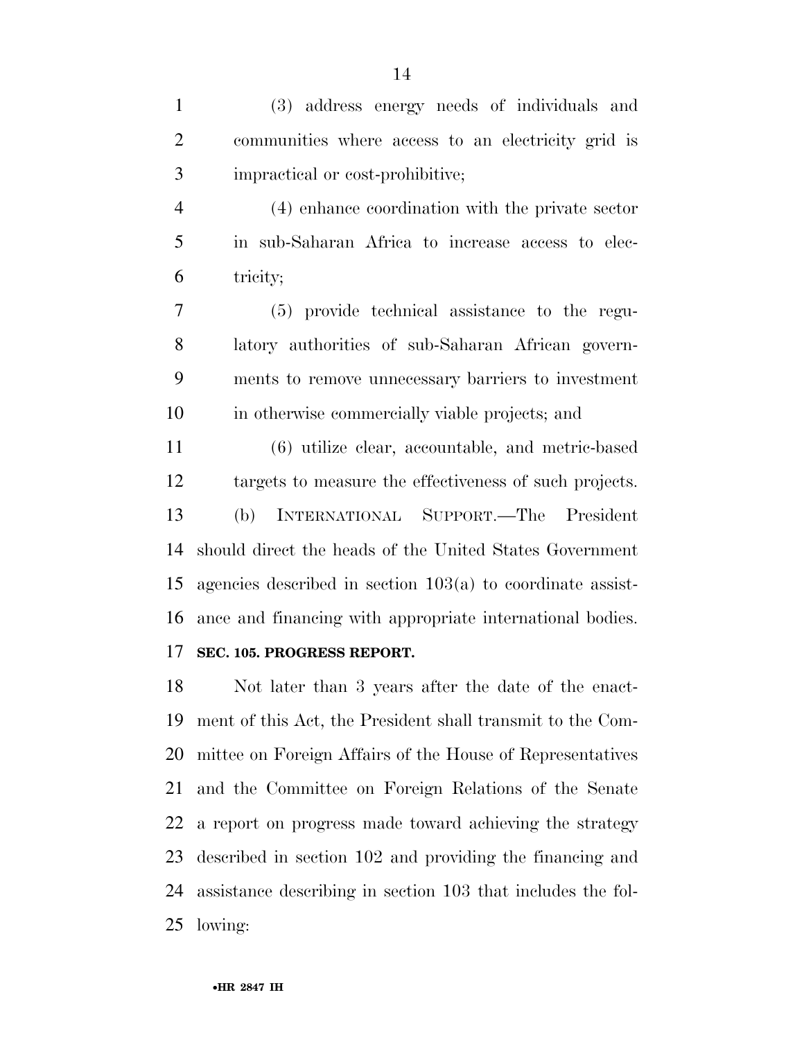(3) address energy needs of individuals and communities where access to an electricity grid is impractical or cost-prohibitive;

(4) enhance coordination with the private sector in sub-Saharan Africa to increase access to electricity;

(5) provide technical assistance to the regulatory authorities of sub-Saharan African governments to remove unnecessary barriers to investment in otherwise commercially viable projects; and

(6) utilize clear, accountable, and metric-based targets to measure the effectiveness of such projects.

(b) INTERNATIONAL SUPPORT.—The President should direct the heads of the United States Government agencies described in section 103(a) to coordinate assistance and financing with appropriate international bodies.

**SEC. 105. PROGRESS REPORT.**

Not later than 3 years after the date of the enactment of this Act, the President shall transmit to the Committee on Foreign Affairs of the House of Representatives and the Committee on Foreign Relations of the Senate a report on progress made toward achieving the strategy described in section 102 and providing the financing and assistance describing in section 103 that includes the following: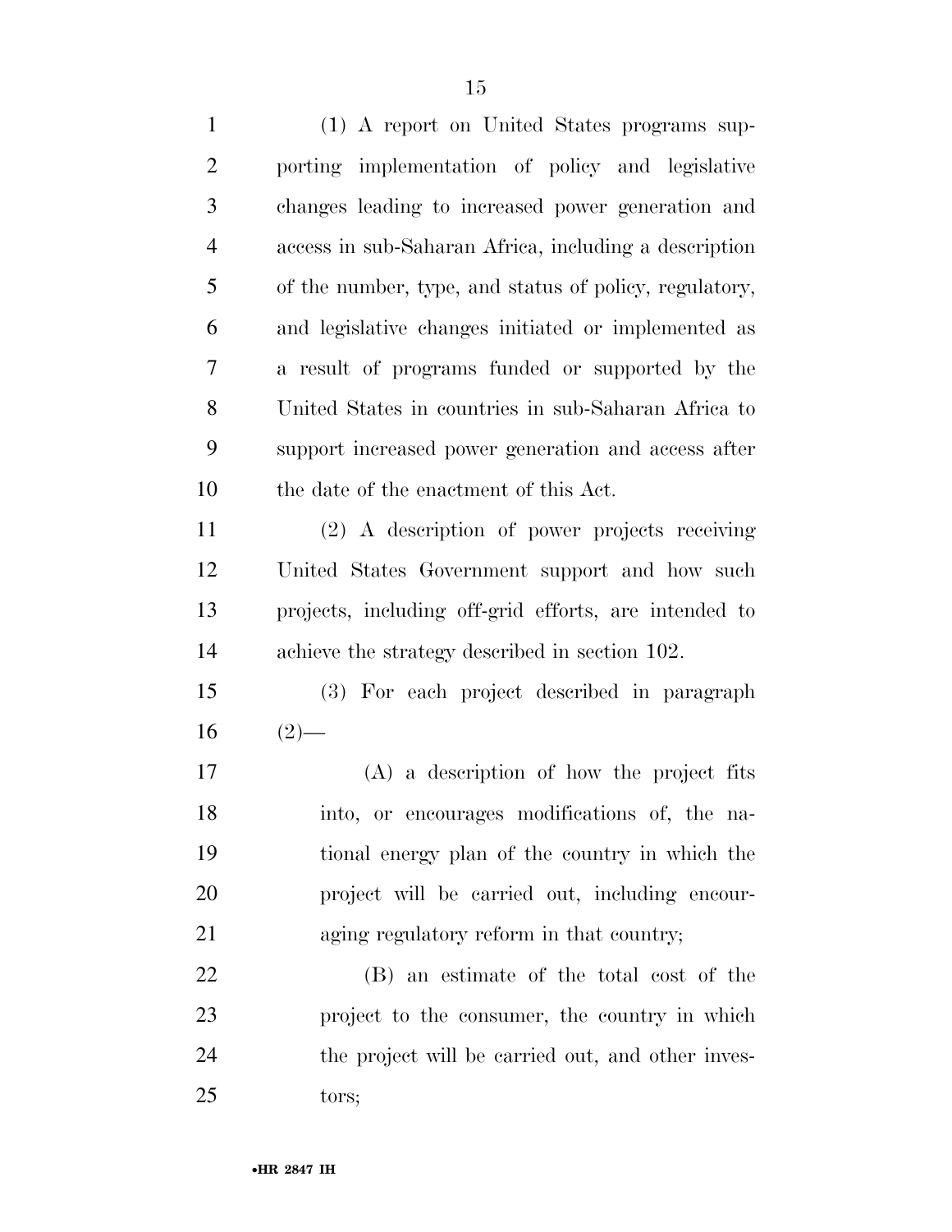(1) A report on United States programs supporting implementation of policy and legislative changes leading to increased power generation and access in sub-Saharan Africa, including a description of the number, type, and status of policy, regulatory, and legislative changes initiated or implemented as a result of programs funded or supported by the United States in countries in sub-Saharan Africa to support increased power generation and access after the date of the enactment of this Act.

(2) A description of power projects receiving United States Government support and how such projects, including off-grid efforts, are intended to achieve the strategy described in section 102.

(3) For each project described in paragraph (2)—

(A) a description of how the project fits into, or encourages modifications of, the national energy plan of the country in which the project will be carried out, including encouraging regulatory reform in that country;

(B) an estimate of the total cost of the project to the consumer, the country in which the project will be carried out, and other investors;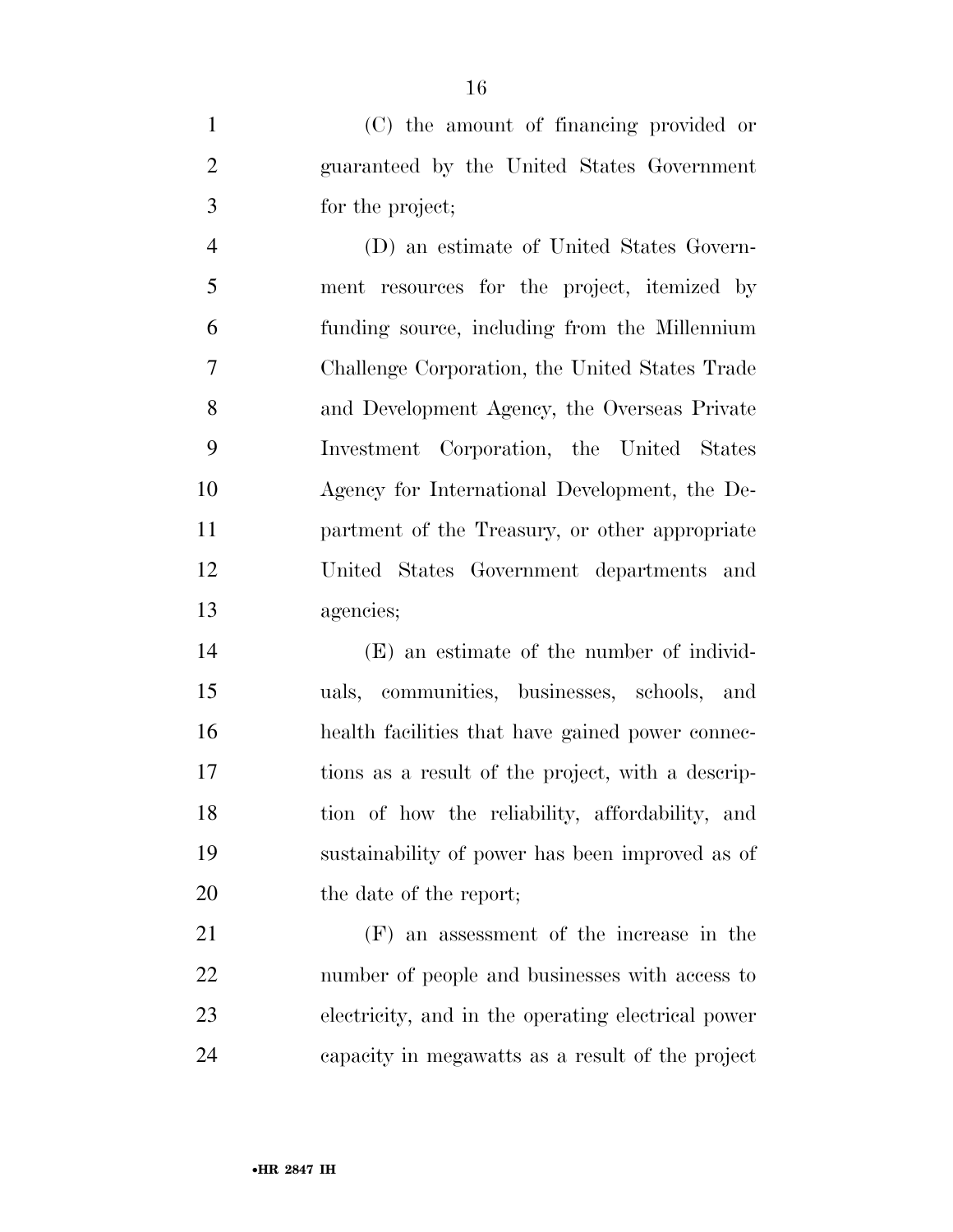(C) the amount of financing provided or guaranteed by the United States Government for the project;

(D) an estimate of United States Government resources for the project, itemized by funding source, including from the Millennium Challenge Corporation, the United States Trade and Development Agency, the Overseas Private Investment Corporation, the United States Agency for International Development, the Department of the Treasury, or other appropriate United States Government departments and agencies;

(E) an estimate of the number of individuals, communities, businesses, schools, and health facilities that have gained power connections as a result of the project, with a description of how the reliability, affordability, and sustainability of power has been improved as of the date of the report;

(F) an assessment of the increase in the number of people and businesses with access to electricity, and in the operating electrical power capacity in megawatts as a result of the project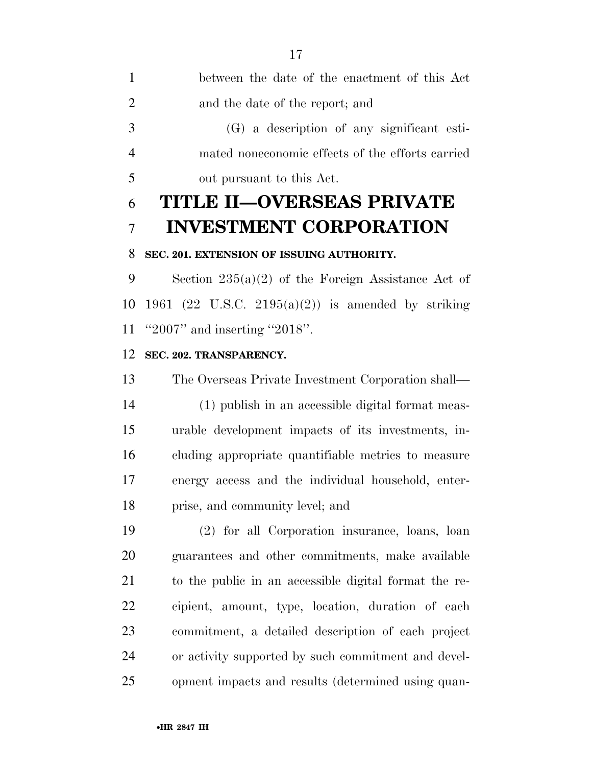between the date of the enactment of this Act and the date of the report; and

(G) a description of any significant estimated noneconomic effects of the efforts carried out pursuant to this Act.

# TITLE II—OVERSEAS PRIVATE INVESTMENT CORPORATION

### SEC. 201. EXTENSION OF ISSUING AUTHORITY.

Section 235(a)(2) of the Foreign Assistance Act of 1961 (22 U.S.C. 2195(a)(2)) is amended by striking ''2007'' and inserting ''2018''.

### SEC. 202. TRANSPARENCY.

The Overseas Private Investment Corporation shall—

(1) publish in an accessible digital format measurable development impacts of its investments, including appropriate quantifiable metrics to measure energy access and the individual household, enterprise, and community level; and

(2) for all Corporation insurance, loans, loan guarantees and other commitments, make available to the public in an accessible digital format the recipient, amount, type, location, duration of each commitment, a detailed description of each project or activity supported by such commitment and development impacts and results (determined using quan-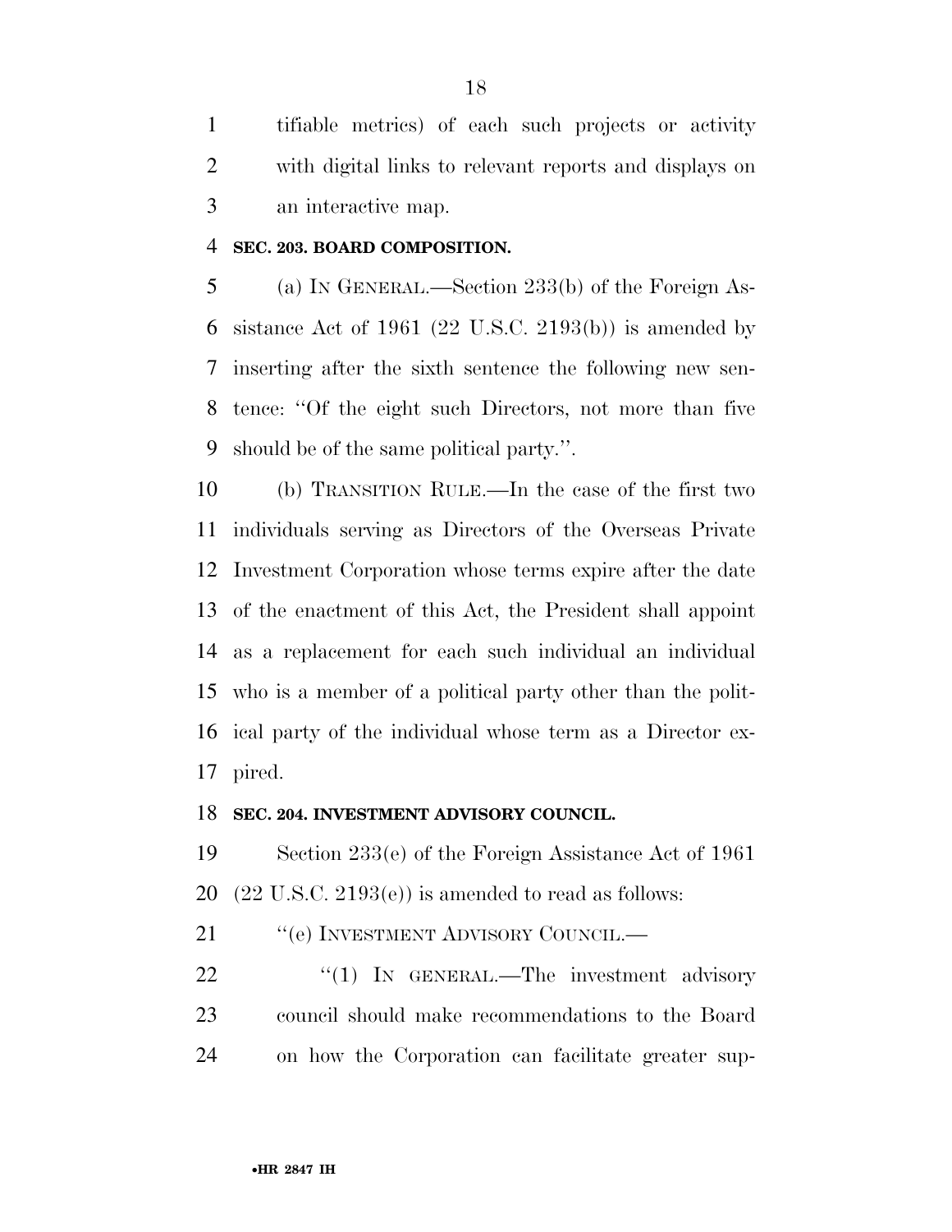tifiable metrics) of each such projects or activity with digital links to relevant reports and displays on an interactive map.

**SEC. 203. BOARD COMPOSITION.**

(a) IN GENERAL.—Section 233(b) of the Foreign Assistance Act of 1961 (22 U.S.C. 2193(b)) is amended by inserting after the sixth sentence the following new sentence: ''Of the eight such Directors, not more than five should be of the same political party.''.

(b) TRANSITION RULE.—In the case of the first two individuals serving as Directors of the Overseas Private Investment Corporation whose terms expire after the date of the enactment of this Act, the President shall appoint as a replacement for each such individual an individual who is a member of a political party other than the political party of the individual whose term as a Director expired.

**SEC. 204. INVESTMENT ADVISORY COUNCIL.**

Section 233(e) of the Foreign Assistance Act of 1961 (22 U.S.C. 2193(e)) is amended to read as follows:

''(e) INVESTMENT ADVISORY COUNCIL.—

''(1) IN GENERAL.—The investment advisory council should make recommendations to the Board on how the Corporation can facilitate greater sup-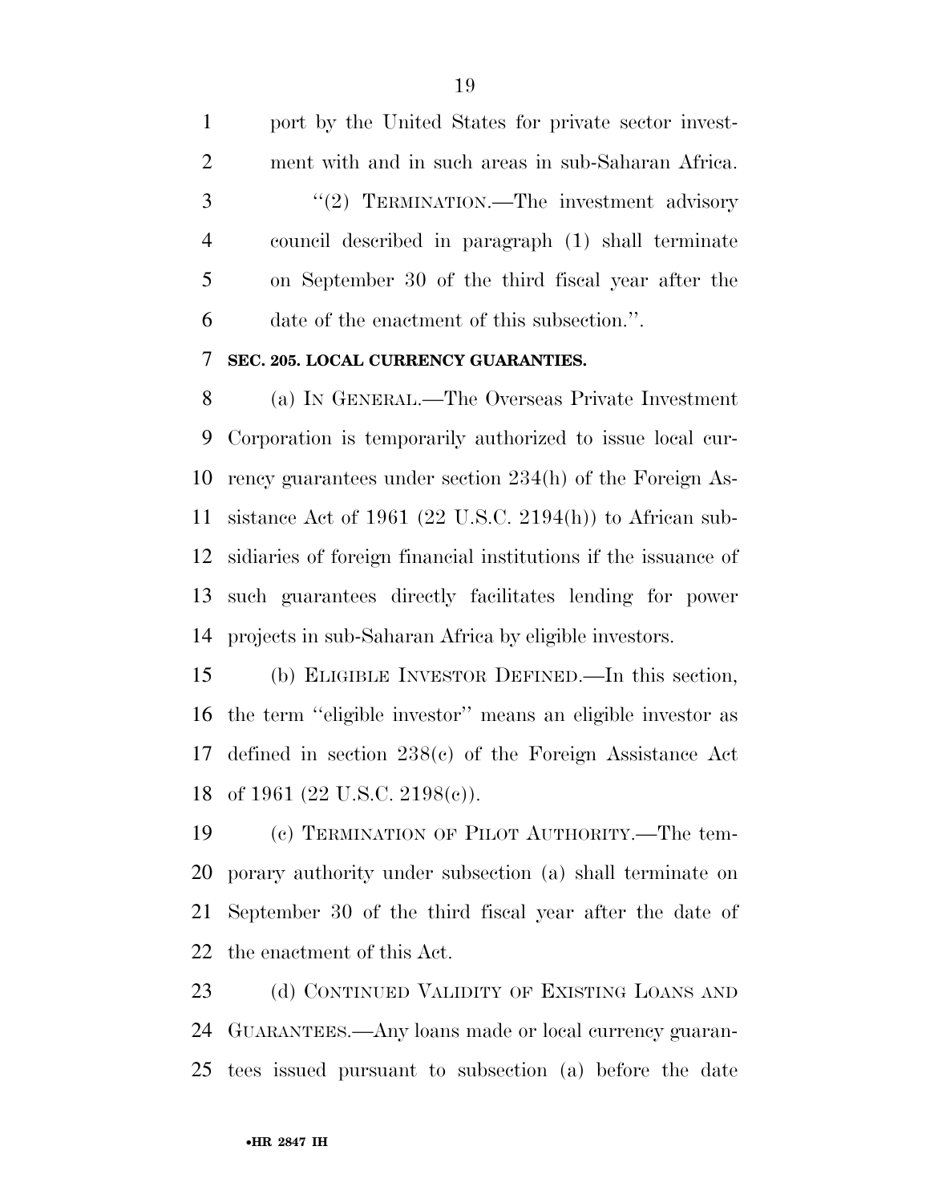port by the United States for private sector investment with and in such areas in sub-Saharan Africa.

''(2) TERMINATION.—The investment advisory council described in paragraph (1) shall terminate on September 30 of the third fiscal year after the date of the enactment of this subsection.''.

**SEC. 205. LOCAL CURRENCY GUARANTIES.**

(a) IN GENERAL.—The Overseas Private Investment Corporation is temporarily authorized to issue local currency guarantees under section 234(h) of the Foreign Assistance Act of 1961 (22 U.S.C. 2194(h)) to African subsidiaries of foreign financial institutions if the issuance of such guarantees directly facilitates lending for power projects in sub-Saharan Africa by eligible investors.

(b) ELIGIBLE INVESTOR DEFINED.—In this section, the term ''eligible investor'' means an eligible investor as defined in section 238(c) of the Foreign Assistance Act of 1961 (22 U.S.C. 2198(c)).

(c) TERMINATION OF PILOT AUTHORITY.—The temporary authority under subsection (a) shall terminate on September 30 of the third fiscal year after the date of the enactment of this Act.

(d) CONTINUED VALIDITY OF EXISTING LOANS AND GUARANTEES.—Any loans made or local currency guarantees issued pursuant to subsection (a) before the date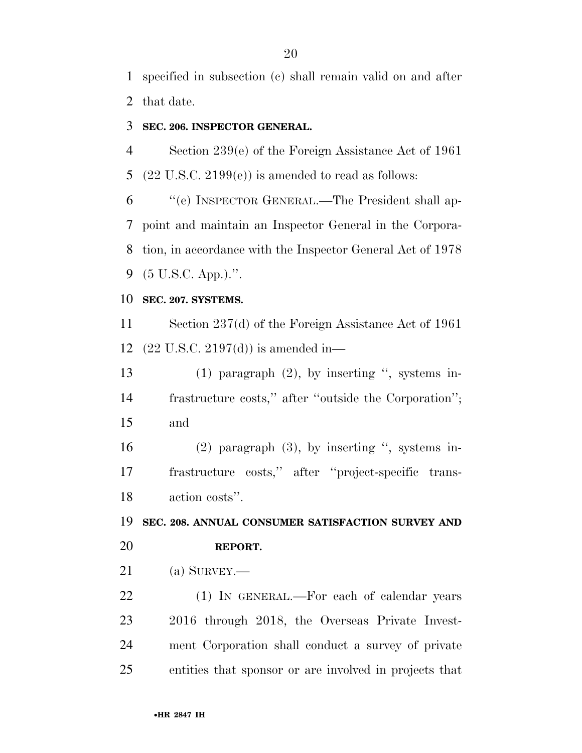specified in subsection (c) shall remain valid on and after that date.

**SEC. 206. INSPECTOR GENERAL.**

Section 239(e) of the Foreign Assistance Act of 1961 (22 U.S.C. 2199(e)) is amended to read as follows:

''(e) INSPECTOR GENERAL.—The President shall appoint and maintain an Inspector General in the Corporation, in accordance with the Inspector General Act of 1978 (5 U.S.C. App.).''.

**SEC. 207. SYSTEMS.**

Section 237(d) of the Foreign Assistance Act of 1961 (22 U.S.C. 2197(d)) is amended in—

(1) paragraph (2), by inserting '', systems infrastructure costs,'' after ''outside the Corporation''; and

(2) paragraph (3), by inserting '', systems infrastructure costs,'' after ''project-specific transaction costs''.

**SEC. 208. ANNUAL CONSUMER SATISFACTION SURVEY AND REPORT.**

(a) SURVEY.—

(1) IN GENERAL.—For each of calendar years 2016 through 2018, the Overseas Private Investment Corporation shall conduct a survey of private entities that sponsor or are involved in projects that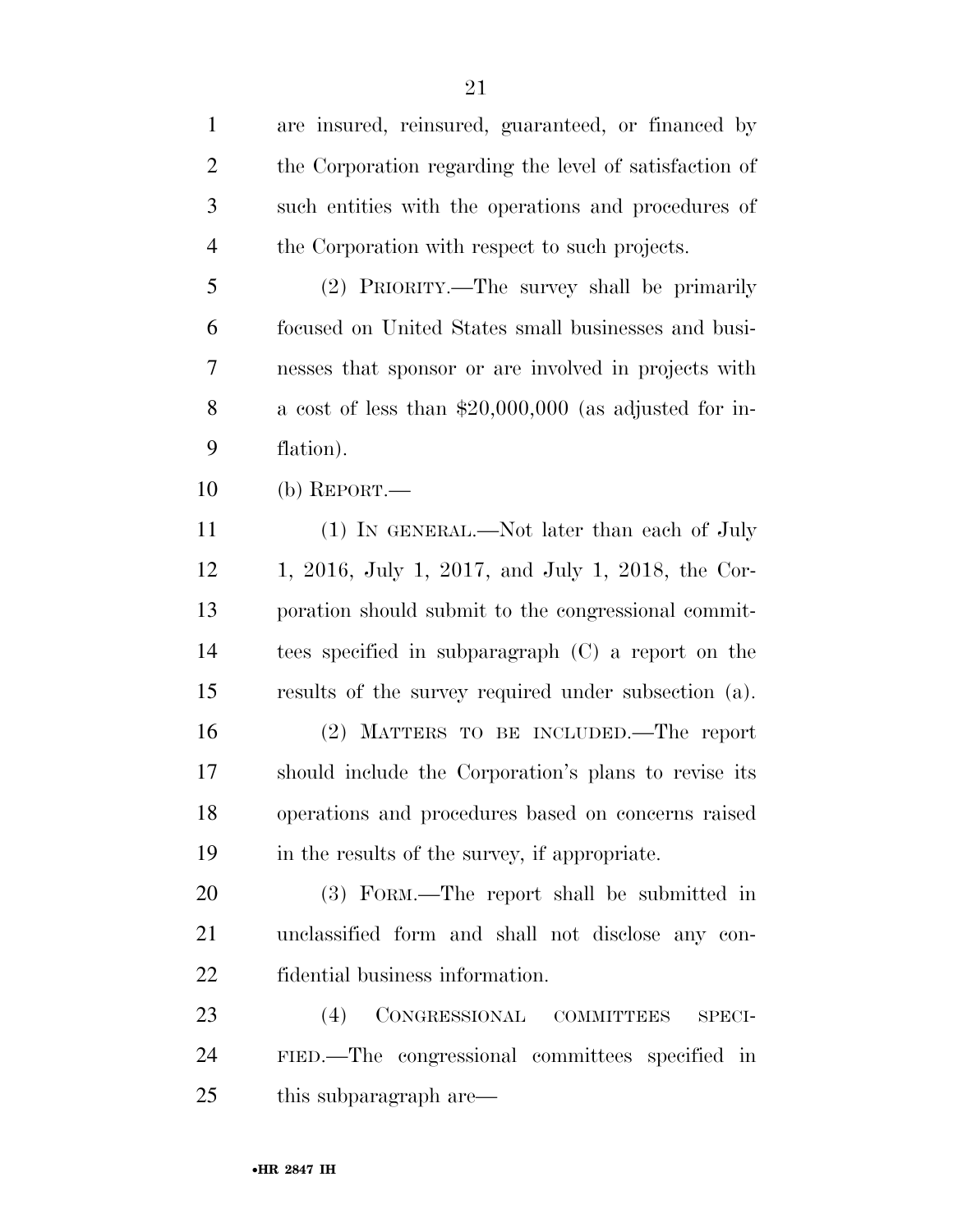are insured, reinsured, guaranteed, or financed by the Corporation regarding the level of satisfaction of such entities with the operations and procedures of the Corporation with respect to such projects.

(2) PRIORITY.—The survey shall be primarily focused on United States small businesses and businesses that sponsor or are involved in projects with a cost of less than $20,000,000 (as adjusted for inflation).

(b) REPORT.—

(1) IN GENERAL.—Not later than each of July 1, 2016, July 1, 2017, and July 1, 2018, the Corporation should submit to the congressional committees specified in subparagraph (C) a report on the results of the survey required under subsection (a).

(2) MATTERS TO BE INCLUDED.—The report should include the Corporation's plans to revise its operations and procedures based on concerns raised in the results of the survey, if appropriate.

(3) FORM.—The report shall be submitted in unclassified form and shall not disclose any confidential business information.

(4) CONGRESSIONAL COMMITTEES SPECIFIED.—The congressional committees specified in this subparagraph are—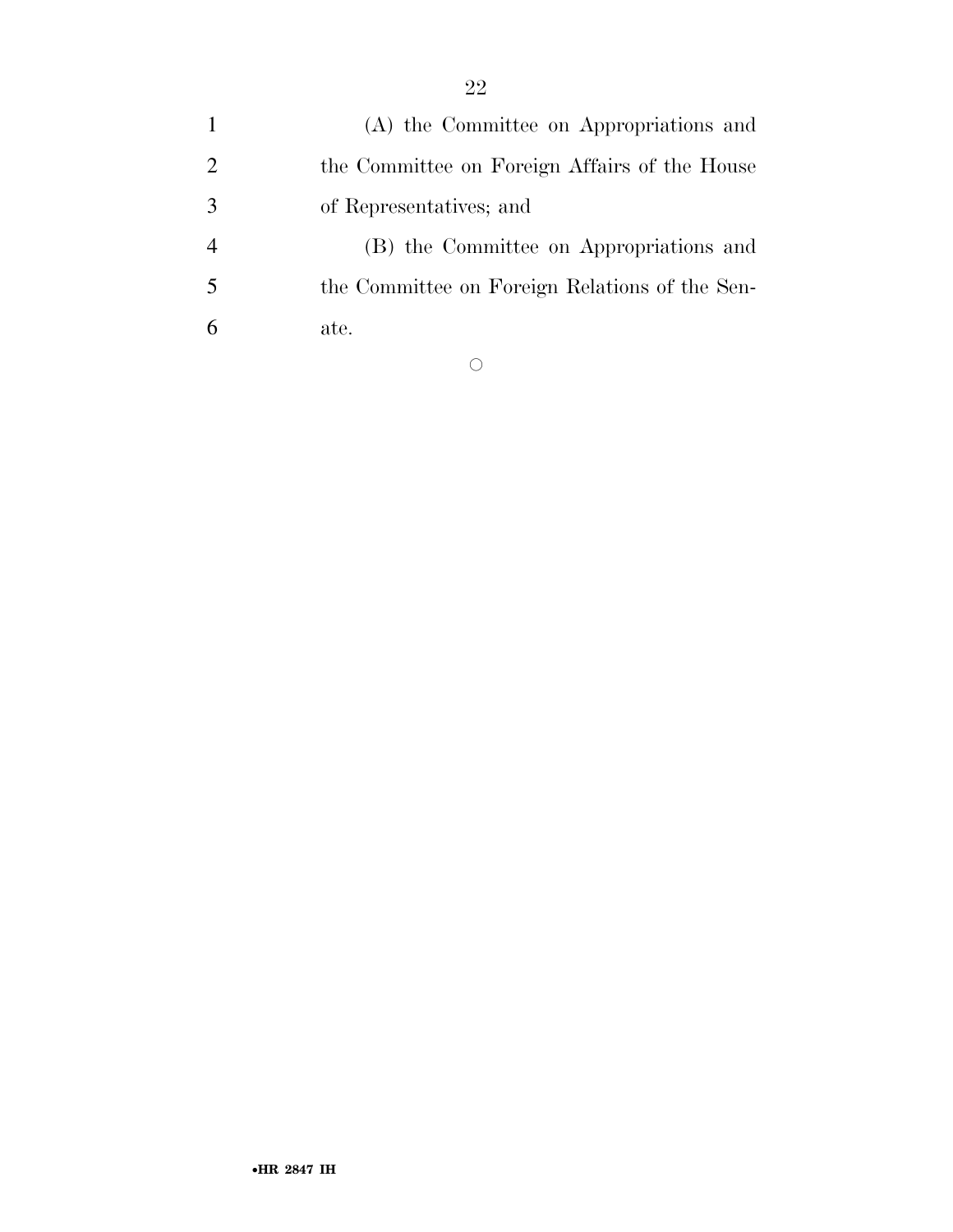(A) the Committee on Appropriations and the Committee on Foreign Affairs of the House of Representatives; and

(B) the Committee on Appropriations and the Committee on Foreign Relations of the Senate.

○